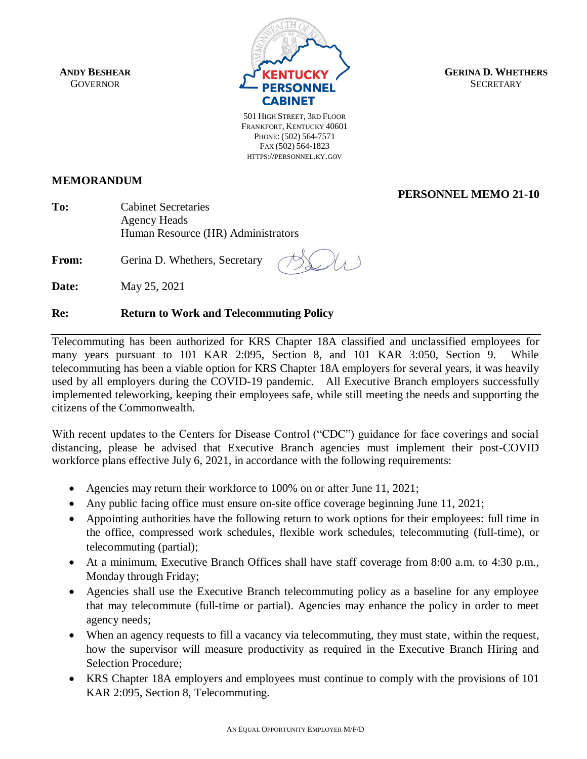**ANDY BESHEAR**
GOVERNOR

**KENTUCKY PERSONNEL CABINET**

501 HIGH STREET, 3RD FLOOR
FRANKFORT, KENTUCKY 40601
PHONE: (502) 564-7571
FAX (502) 564-1823
HTTPS://PERSONNEL.KY.GOV

**GERINA D. WHETHERS**
SECRETARY

## MEMORANDUM

**PERSONNEL MEMO 21-10**

**To:** Cabinet Secretaries
Agency Heads
Human Resource (HR) Administrators

**From:** Gerina D. Whethers, Secretary

**Date:** May 25, 2021

**Re:** **Return to Work and Telecommuting Policy**

---

Telecommuting has been authorized for KRS Chapter 18A classified and unclassified employees for many years pursuant to 101 KAR 2:095, Section 8, and 101 KAR 3:050, Section 9. While telecommuting has been a viable option for KRS Chapter 18A employers for several years, it was heavily used by all employers during the COVID-19 pandemic. All Executive Branch employers successfully implemented teleworking, keeping their employees safe, while still meeting the needs and supporting the citizens of the Commonwealth.

With recent updates to the Centers for Disease Control ("CDC") guidance for face coverings and social distancing, please be advised that Executive Branch agencies must implement their post-COVID workforce plans effective July 6, 2021, in accordance with the following requirements:

- Agencies may return their workforce to 100% on or after June 11, 2021;
- Any public facing office must ensure on-site office coverage beginning June 11, 2021;
- Appointing authorities have the following return to work options for their employees: full time in the office, compressed work schedules, flexible work schedules, telecommuting (full-time), or telecommuting (partial);
- At a minimum, Executive Branch Offices shall have staff coverage from 8:00 a.m. to 4:30 p.m., Monday through Friday;
- Agencies shall use the Executive Branch telecommuting policy as a baseline for any employee that may telecommute (full-time or partial). Agencies may enhance the policy in order to meet agency needs;
- When an agency requests to fill a vacancy via telecommuting, they must state, within the request, how the supervisor will measure productivity as required in the Executive Branch Hiring and Selection Procedure;
- KRS Chapter 18A employers and employees must continue to comply with the provisions of 101 KAR 2:095, Section 8, Telecommuting.

AN EQUAL OPPORTUNITY EMPLOYER M/F/D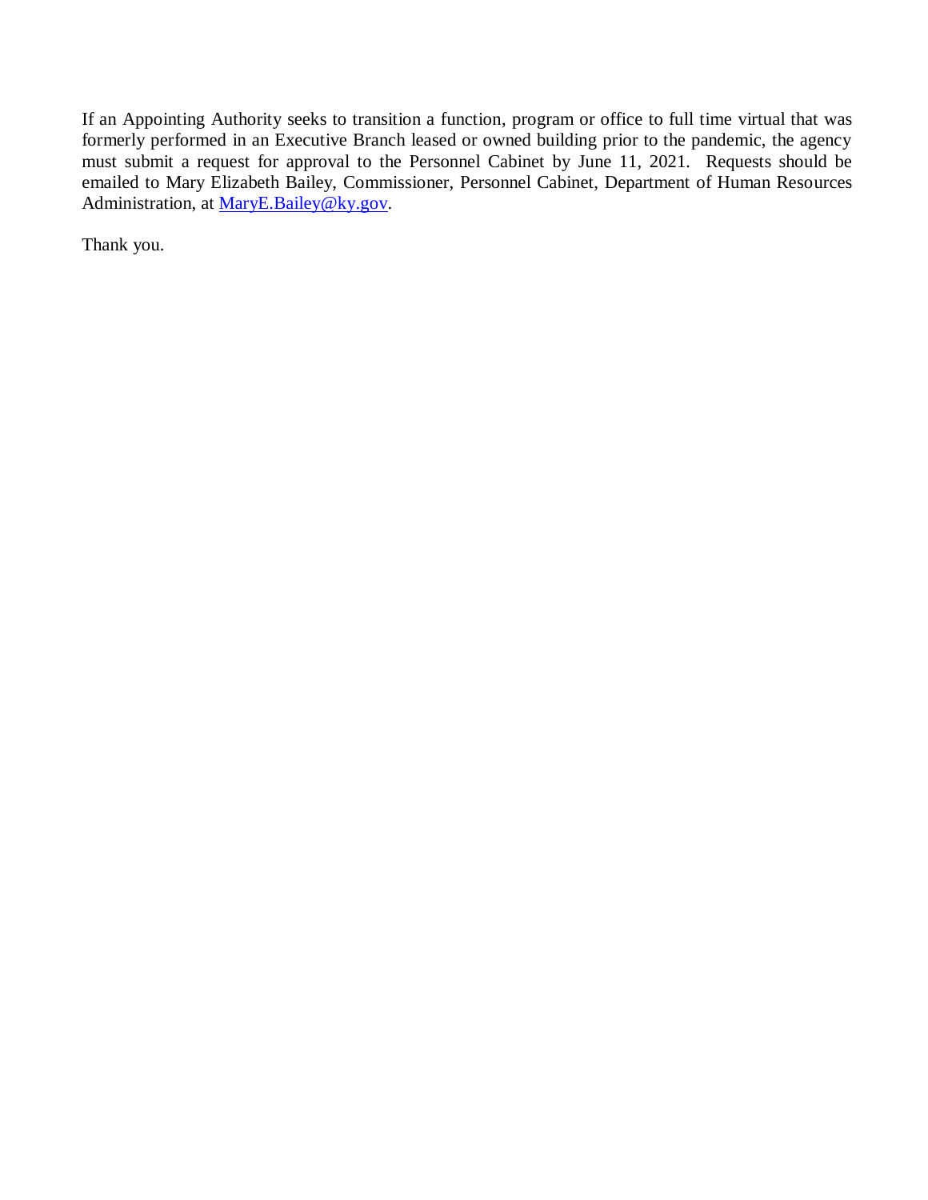If an Appointing Authority seeks to transition a function, program or office to full time virtual that was formerly performed in an Executive Branch leased or owned building prior to the pandemic, the agency must submit a request for approval to the Personnel Cabinet by June 11, 2021. Requests should be emailed to Mary Elizabeth Bailey, Commissioner, Personnel Cabinet, Department of Human Resources Administration, at MaryE.Bailey@ky.gov.

Thank you.